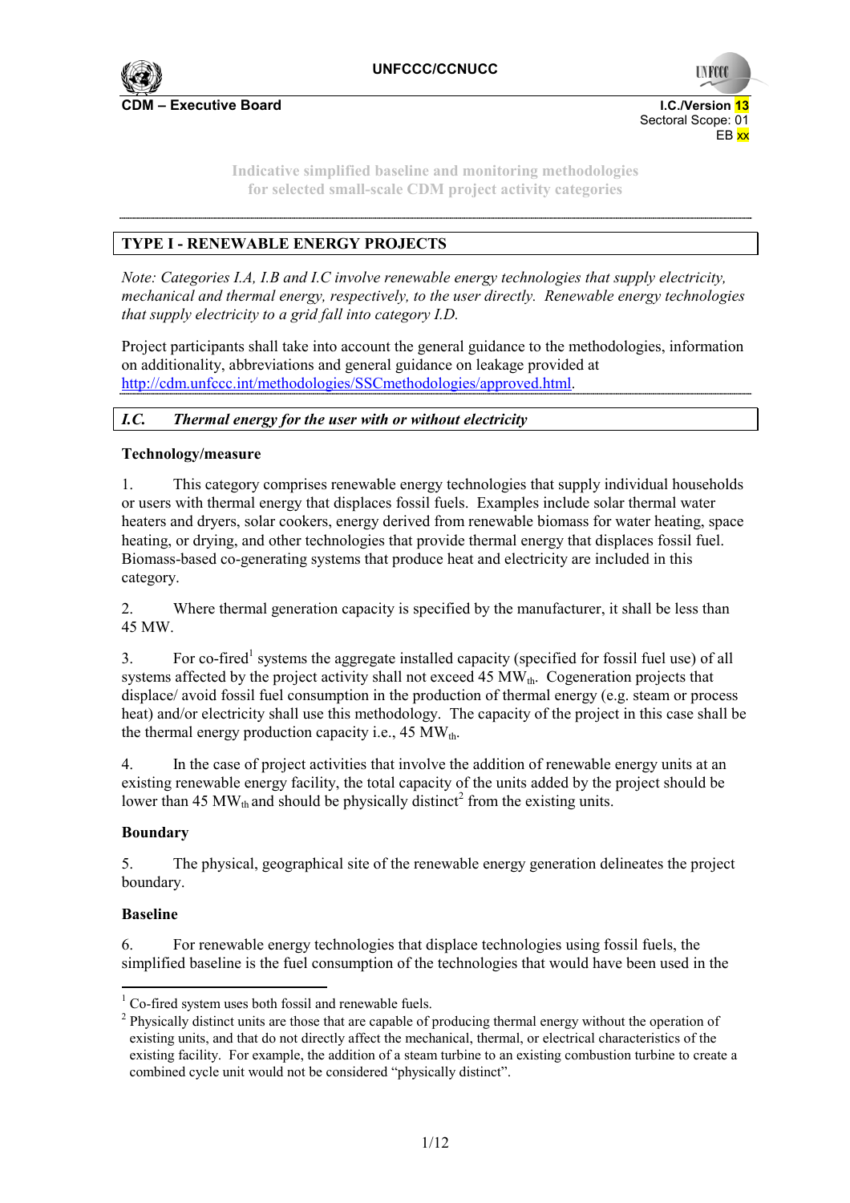UNFCCC/CCNUCC

CDM – Executive Board

I.C./Version 13
Sectoral Scope: 01
EB xx

Indicative simplified baseline and monitoring methodologies
for selected small-scale CDM project activity categories

## TYPE I - RENEWABLE ENERGY PROJECTS

*Note: Categories I.A, I.B and I.C involve renewable energy technologies that supply electricity, mechanical and thermal energy, respectively, to the user directly. Renewable energy technologies that supply electricity to a grid fall into category I.D.*

Project participants shall take into account the general guidance to the methodologies, information on additionality, abbreviations and general guidance on leakage provided at http://cdm.unfccc.int/methodologies/SSCmethodologies/approved.html.

### *I.C. Thermal energy for the user with or without electricity*

**Technology/measure**

1. This category comprises renewable energy technologies that supply individual households or users with thermal energy that displaces fossil fuels. Examples include solar thermal water heaters and dryers, solar cookers, energy derived from renewable biomass for water heating, space heating, or drying, and other technologies that provide thermal energy that displaces fossil fuel. Biomass-based co-generating systems that produce heat and electricity are included in this category.

2. Where thermal generation capacity is specified by the manufacturer, it shall be less than 45 MW.

3. For co-fired[1] systems the aggregate installed capacity (specified for fossil fuel use) of all systems affected by the project activity shall not exceed 45 $MW_{th}$. Cogeneration projects that displace/ avoid fossil fuel consumption in the production of thermal energy (e.g. steam or process heat) and/or electricity shall use this methodology. The capacity of the project in this case shall be the thermal energy production capacity i.e., 45 $MW_{th}$.

4. In the case of project activities that involve the addition of renewable energy units at an existing renewable energy facility, the total capacity of the units added by the project should be lower than 45 $MW_{th}$ and should be physically distinct[2] from the existing units.

**Boundary**

5. The physical, geographical site of the renewable energy generation delineates the project boundary.

**Baseline**

6. For renewable energy technologies that displace technologies using fossil fuels, the simplified baseline is the fuel consumption of the technologies that would have been used in the

[1] Co-fired system uses both fossil and renewable fuels.

[2] Physically distinct units are those that are capable of producing thermal energy without the operation of existing units, and that do not directly affect the mechanical, thermal, or electrical characteristics of the existing facility. For example, the addition of a steam turbine to an existing combustion turbine to create a combined cycle unit would not be considered "physically distinct".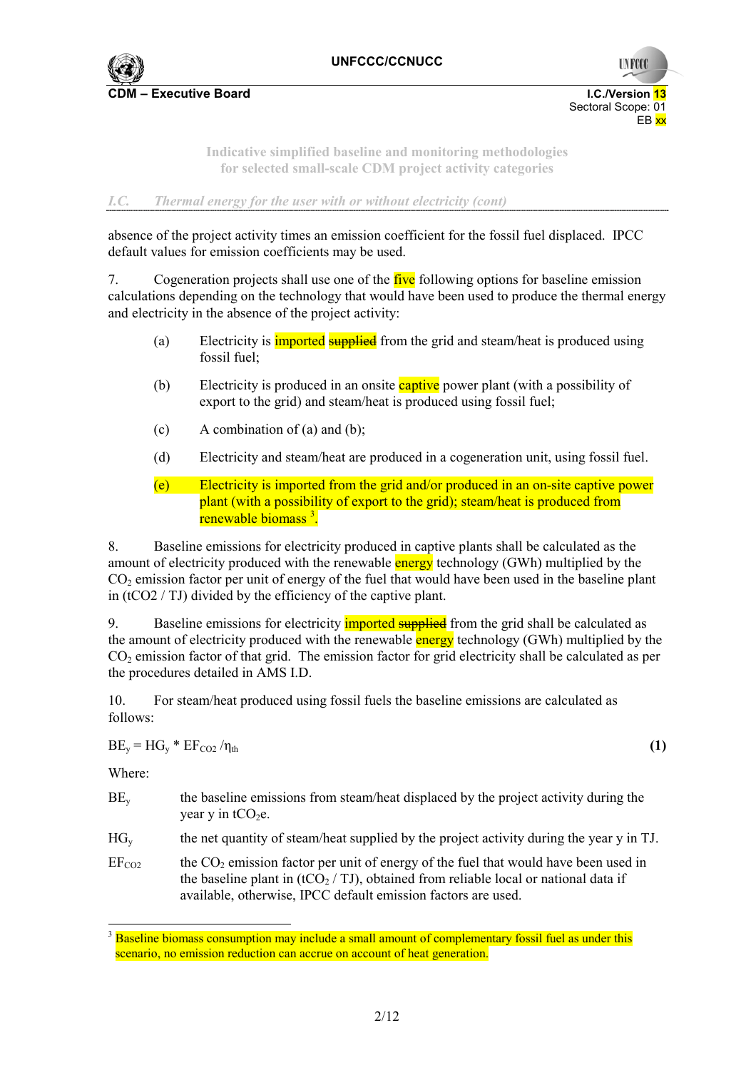absence of the project activity times an emission coefficient for the fossil fuel displaced. IPCC default values for emission coefficients may be used.

7. Cogeneration projects shall use one of the five following options for baseline emission calculations depending on the technology that would have been used to produce the thermal energy and electricity in the absence of the project activity:

(a) Electricity is imported ~~supplied~~ from the grid and steam/heat is produced using fossil fuel;

(b) Electricity is produced in an onsite captive power plant (with a possibility of export to the grid) and steam/heat is produced using fossil fuel;

(c) A combination of (a) and (b);

(d) Electricity and steam/heat are produced in a cogeneration unit, using fossil fuel.

(e) Electricity is imported from the grid and/or produced in an on-site captive power plant (with a possibility of export to the grid); steam/heat is produced from renewable biomass [3].

8. Baseline emissions for electricity produced in captive plants shall be calculated as the amount of electricity produced with the renewable energy technology (GWh) multiplied by the $CO_2$ emission factor per unit of energy of the fuel that would have been used in the baseline plant in (tCO2 / TJ) divided by the efficiency of the captive plant.

9. Baseline emissions for electricity imported ~~supplied~~ from the grid shall be calculated as the amount of electricity produced with the renewable energy technology (GWh) multiplied by the $CO_2$ emission factor of that grid. The emission factor for grid electricity shall be calculated as per the procedures detailed in AMS I.D.

10. For steam/heat produced using fossil fuels the baseline emissions are calculated as follows:

$$BE_y = HG_y * EF_{CO2} / \eta_{th} \quad \textbf{(1)}$$

Where:

$BE_y$ the baseline emissions from steam/heat displaced by the project activity during the year y in $tCO_2e$.

$HG_y$ the net quantity of steam/heat supplied by the project activity during the year y in TJ.

$EF_{CO2}$ the $CO_2$ emission factor per unit of energy of the fuel that would have been used in the baseline plant in ($tCO_2$ / TJ), obtained from reliable local or national data if available, otherwise, IPCC default emission factors are used.

---

[3] Baseline biomass consumption may include a small amount of complementary fossil fuel as under this scenario, no emission reduction can accrue on account of heat generation.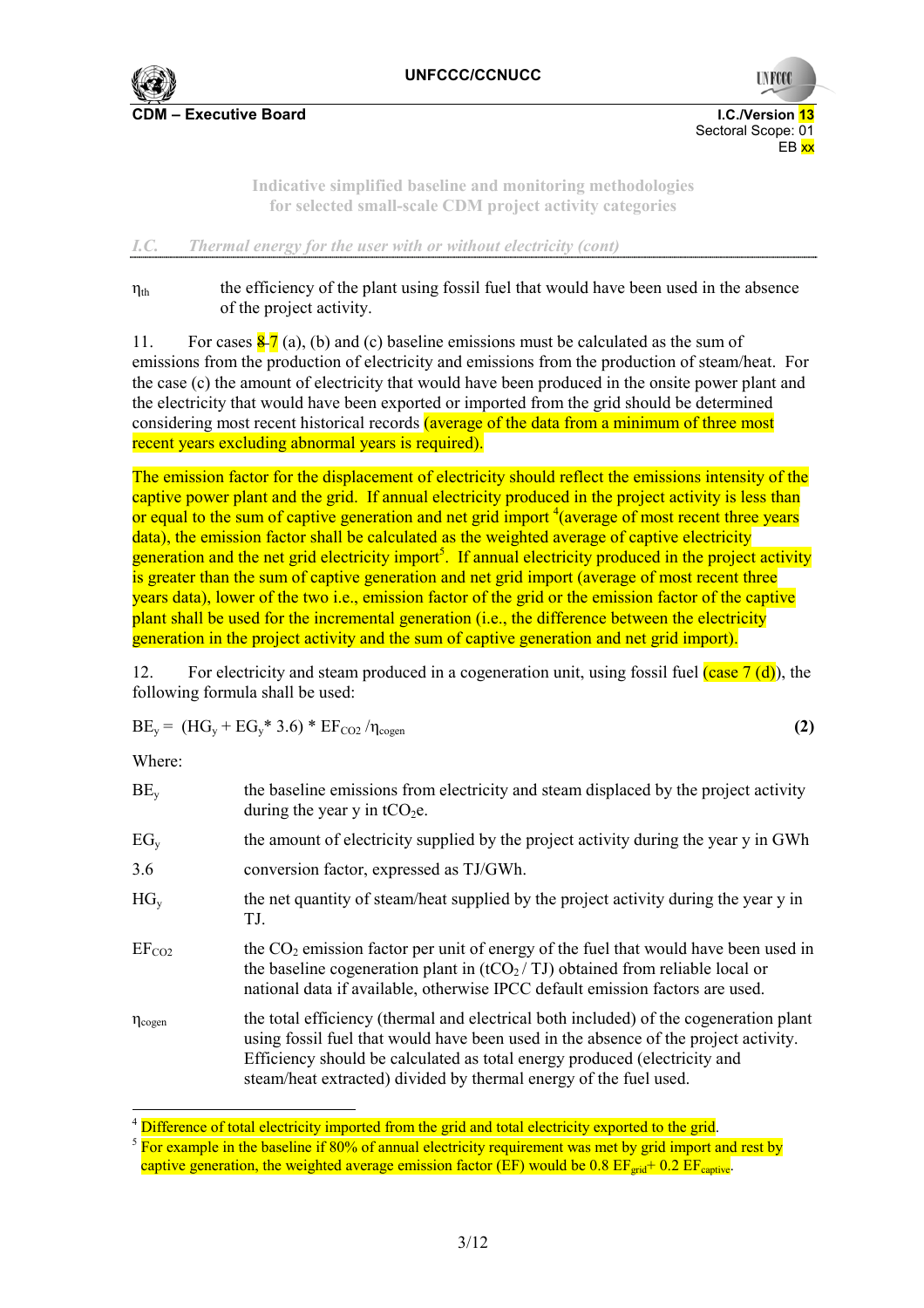$\eta_{th}$ the efficiency of the plant using fossil fuel that would have been used in the absence of the project activity.

11. For cases ~~8~~ 7 (a), (b) and (c) baseline emissions must be calculated as the sum of emissions from the production of electricity and emissions from the production of steam/heat. For the case (c) the amount of electricity that would have been produced in the onsite power plant and the electricity that would have been exported or imported from the grid should be determined considering most recent historical records (average of the data from a minimum of three most recent years excluding abnormal years is required).

The emission factor for the displacement of electricity should reflect the emissions intensity of the captive power plant and the grid. If annual electricity produced in the project activity is less than or equal to the sum of captive generation and net grid import [4](average of most recent three years data), the emission factor shall be calculated as the weighted average of captive electricity generation and the net grid electricity import[5]. If annual electricity produced in the project activity is greater than the sum of captive generation and net grid import (average of most recent three years data), lower of the two i.e., emission factor of the grid or the emission factor of the captive plant shall be used for the incremental generation (i.e., the difference between the electricity generation in the project activity and the sum of captive generation and net grid import).

12. For electricity and steam produced in a cogeneration unit, using fossil fuel (case 7 (d)), the following formula shall be used:

$$BE_y = (HG_y + EG_y * 3.6) * EF_{CO2} / \eta_{cogen} \qquad \textbf{(2)}$$

Where:

$BE_y$ the baseline emissions from electricity and steam displaced by the project activity during the year y in $tCO_2e$.

$EG_y$ the amount of electricity supplied by the project activity during the year y in GWh

3.6 conversion factor, expressed as TJ/GWh.

$HG_y$ the net quantity of steam/heat supplied by the project activity during the year y in TJ.

$EF_{CO2}$ the $CO_2$ emission factor per unit of energy of the fuel that would have been used in the baseline cogeneration plant in ($tCO_2$ / TJ) obtained from reliable local or national data if available, otherwise IPCC default emission factors are used.

$\eta_{cogen}$ the total efficiency (thermal and electrical both included) of the cogeneration plant using fossil fuel that would have been used in the absence of the project activity. Efficiency should be calculated as total energy produced (electricity and steam/heat extracted) divided by thermal energy of the fuel used.

---

[4] Difference of total electricity imported from the grid and total electricity exported to the grid.

[5] For example in the baseline if 80% of annual electricity requirement was met by grid import and rest by captive generation, the weighted average emission factor (EF) would be $0.8\ EF_{grid} + 0.2\ EF_{captive}$.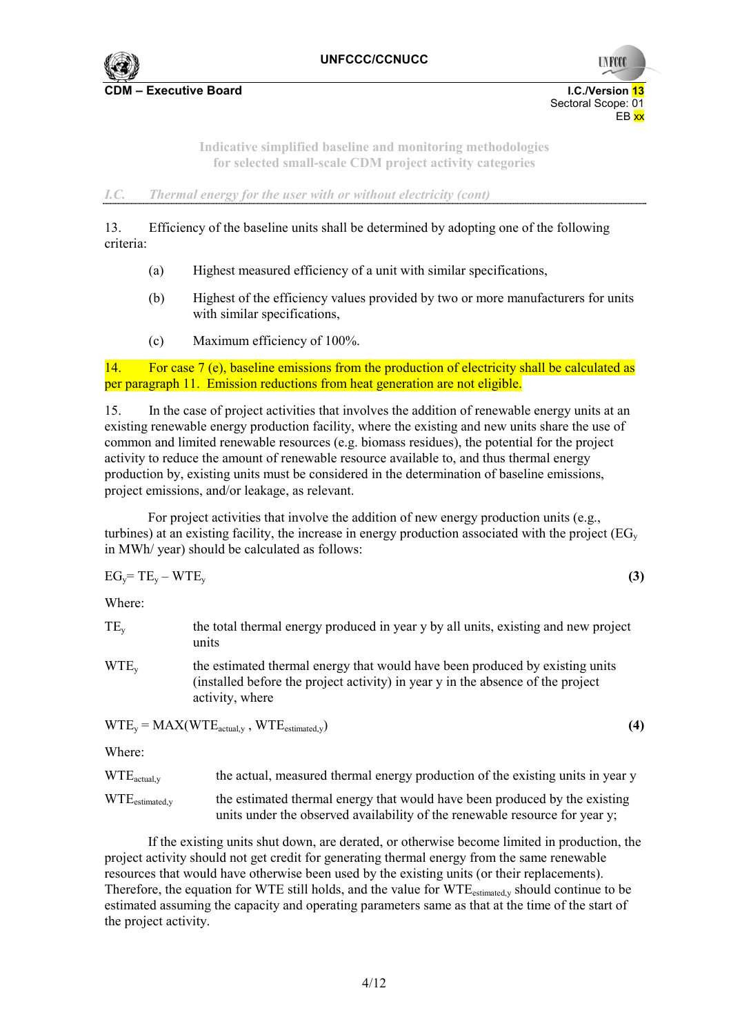*I.C. Thermal energy for the user with or without electricity (cont)*

13. Efficiency of the baseline units shall be determined by adopting one of the following criteria:

(a) Highest measured efficiency of a unit with similar specifications,

(b) Highest of the efficiency values provided by two or more manufacturers for units with similar specifications,

(c) Maximum efficiency of 100%.

14. For case 7 (e), baseline emissions from the production of electricity shall be calculated as per paragraph 11. Emission reductions from heat generation are not eligible.

15. In the case of project activities that involves the addition of renewable energy units at an existing renewable energy production facility, where the existing and new units share the use of common and limited renewable resources (e.g. biomass residues), the potential for the project activity to reduce the amount of renewable resource available to, and thus thermal energy production by, existing units must be considered in the determination of baseline emissions, project emissions, and/or leakage, as relevant.

For project activities that involve the addition of new energy production units (e.g., turbines) at an existing facility, the increase in energy production associated with the project ($EG_y$ in MWh/ year) should be calculated as follows:

$$EG_y = TE_y - WTE_y \quad \textbf{(3)}$$

Where:

| | |
|---|---|
| $TE_y$ | the total thermal energy produced in year y by all units, existing and new project units |
| $WTE_y$ | the estimated thermal energy that would have been produced by existing units (installed before the project activity) in year y in the absence of the project activity, where |

$$WTE_y = MAX(WTE_{actual,y}, WTE_{estimated,y}) \quad \textbf{(4)}$$

Where:

| | |
|---|---|
| $WTE_{actual,y}$ | the actual, measured thermal energy production of the existing units in year y |
| $WTE_{estimated,y}$ | the estimated thermal energy that would have been produced by the existing units under the observed availability of the renewable resource for year y; |

If the existing units shut down, are derated, or otherwise become limited in production, the project activity should not get credit for generating thermal energy from the same renewable resources that would have otherwise been used by the existing units (or their replacements). Therefore, the equation for WTE still holds, and the value for $WTE_{estimated,y}$ should continue to be estimated assuming the capacity and operating parameters same as that at the time of the start of the project activity.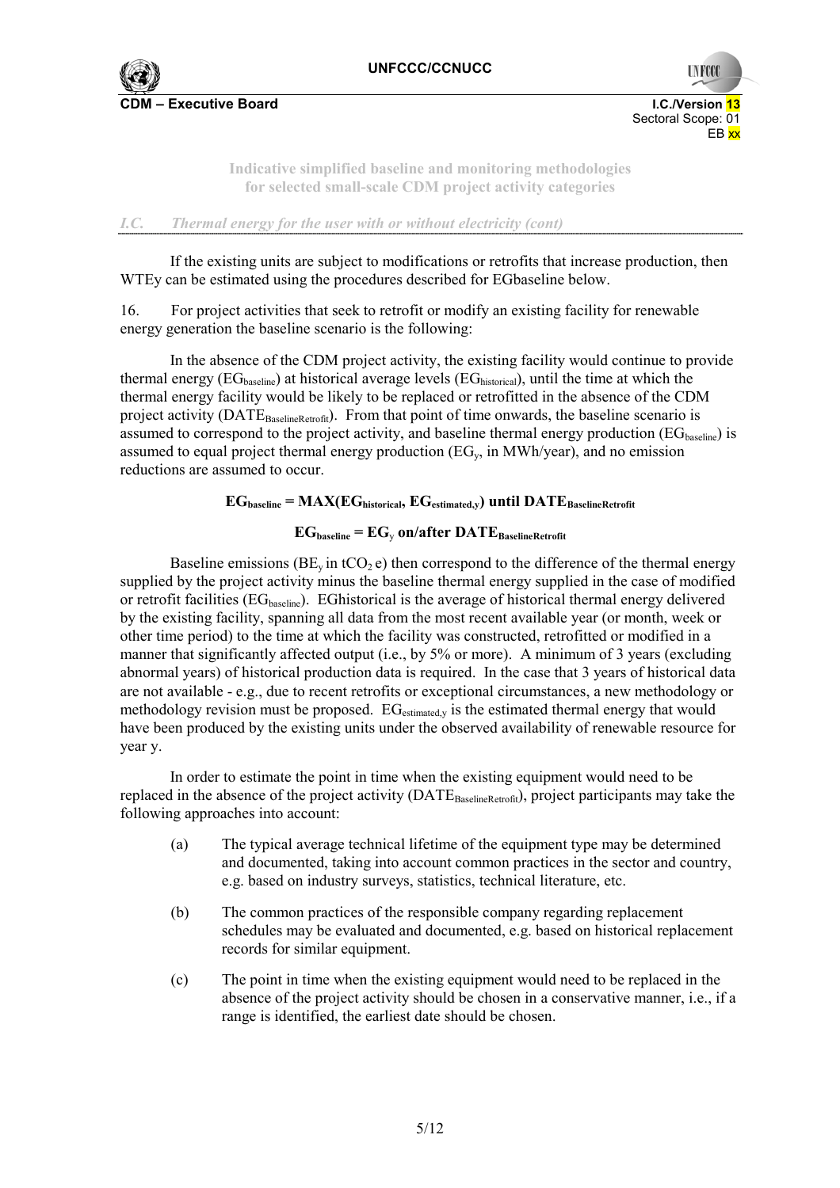**Indicative simplified baseline and monitoring methodologies for selected small-scale CDM project activity categories**

*I.C. Thermal energy for the user with or without electricity (cont)*

If the existing units are subject to modifications or retrofits that increase production, then WTEy can be estimated using the procedures described for EGbaseline below.

16. For project activities that seek to retrofit or modify an existing facility for renewable energy generation the baseline scenario is the following:

In the absence of the CDM project activity, the existing facility would continue to provide thermal energy ($EG_{baseline}$) at historical average levels ($EG_{historical}$), until the time at which the thermal energy facility would be likely to be replaced or retrofitted in the absence of the CDM project activity ($DATE_{BaselineRetrofit}$). From that point of time onwards, the baseline scenario is assumed to correspond to the project activity, and baseline thermal energy production ($EG_{baseline}$) is assumed to equal project thermal energy production ($EG_y$, in MWh/year), and no emission reductions are assumed to occur.

$$EG_{baseline} = MAX(EG_{historical}, EG_{estimated,y}) \text{ until } DATE_{BaselineRetrofit}$$

$$EG_{baseline} = EG_y \text{ on/after } DATE_{BaselineRetrofit}$$

Baseline emissions ($BE_y$ in $tCO_2e$) then correspond to the difference of the thermal energy supplied by the project activity minus the baseline thermal energy supplied in the case of modified or retrofit facilities ($EG_{baseline}$). EGhistorical is the average of historical thermal energy delivered by the existing facility, spanning all data from the most recent available year (or month, week or other time period) to the time at which the facility was constructed, retrofitted or modified in a manner that significantly affected output (i.e., by 5% or more). A minimum of 3 years (excluding abnormal years) of historical production data is required. In the case that 3 years of historical data are not available - e.g., due to recent retrofits or exceptional circumstances, a new methodology or methodology revision must be proposed. $EG_{estimated,y}$ is the estimated thermal energy that would have been produced by the existing units under the observed availability of renewable resource for year y.

In order to estimate the point in time when the existing equipment would need to be replaced in the absence of the project activity ($DATE_{BaselineRetrofit}$), project participants may take the following approaches into account:

(a) The typical average technical lifetime of the equipment type may be determined and documented, taking into account common practices in the sector and country, e.g. based on industry surveys, statistics, technical literature, etc.

(b) The common practices of the responsible company regarding replacement schedules may be evaluated and documented, e.g. based on historical replacement records for similar equipment.

(c) The point in time when the existing equipment would need to be replaced in the absence of the project activity should be chosen in a conservative manner, i.e., if a range is identified, the earliest date should be chosen.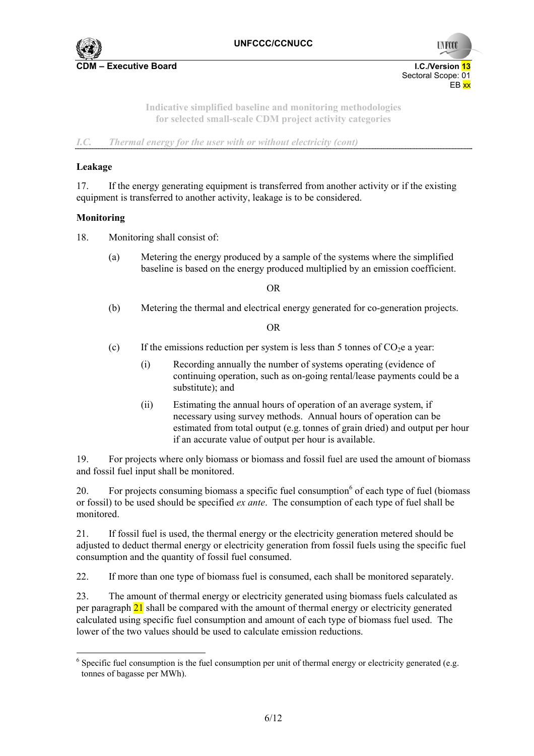**Indicative simplified baseline and monitoring methodologies for selected small-scale CDM project activity categories**

*I.C. Thermal energy for the user with or without electricity (cont)*

**Leakage**

17. If the energy generating equipment is transferred from another activity or if the existing equipment is transferred to another activity, leakage is to be considered.

**Monitoring**

18. Monitoring shall consist of:

(a) Metering the energy produced by a sample of the systems where the simplified baseline is based on the energy produced multiplied by an emission coefficient.

OR

(b) Metering the thermal and electrical energy generated for co-generation projects.

OR

(c) If the emissions reduction per system is less than 5 tonnes of $CO_2$e a year:

(i) Recording annually the number of systems operating (evidence of continuing operation, such as on-going rental/lease payments could be a substitute); and

(ii) Estimating the annual hours of operation of an average system, if necessary using survey methods. Annual hours of operation can be estimated from total output (e.g. tonnes of grain dried) and output per hour if an accurate value of output per hour is available.

19. For projects where only biomass or biomass and fossil fuel are used the amount of biomass and fossil fuel input shall be monitored.

20. For projects consuming biomass a specific fuel consumption[6] of each type of fuel (biomass or fossil) to be used should be specified *ex ante*. The consumption of each type of fuel shall be monitored.

21. If fossil fuel is used, the thermal energy or the electricity generation metered should be adjusted to deduct thermal energy or electricity generation from fossil fuels using the specific fuel consumption and the quantity of fossil fuel consumed.

22. If more than one type of biomass fuel is consumed, each shall be monitored separately.

23. The amount of thermal energy or electricity generated using biomass fuels calculated as per paragraph 21 shall be compared with the amount of thermal energy or electricity generated calculated using specific fuel consumption and amount of each type of biomass fuel used. The lower of the two values should be used to calculate emission reductions.

---

[6] Specific fuel consumption is the fuel consumption per unit of thermal energy or electricity generated (e.g. tonnes of bagasse per MWh).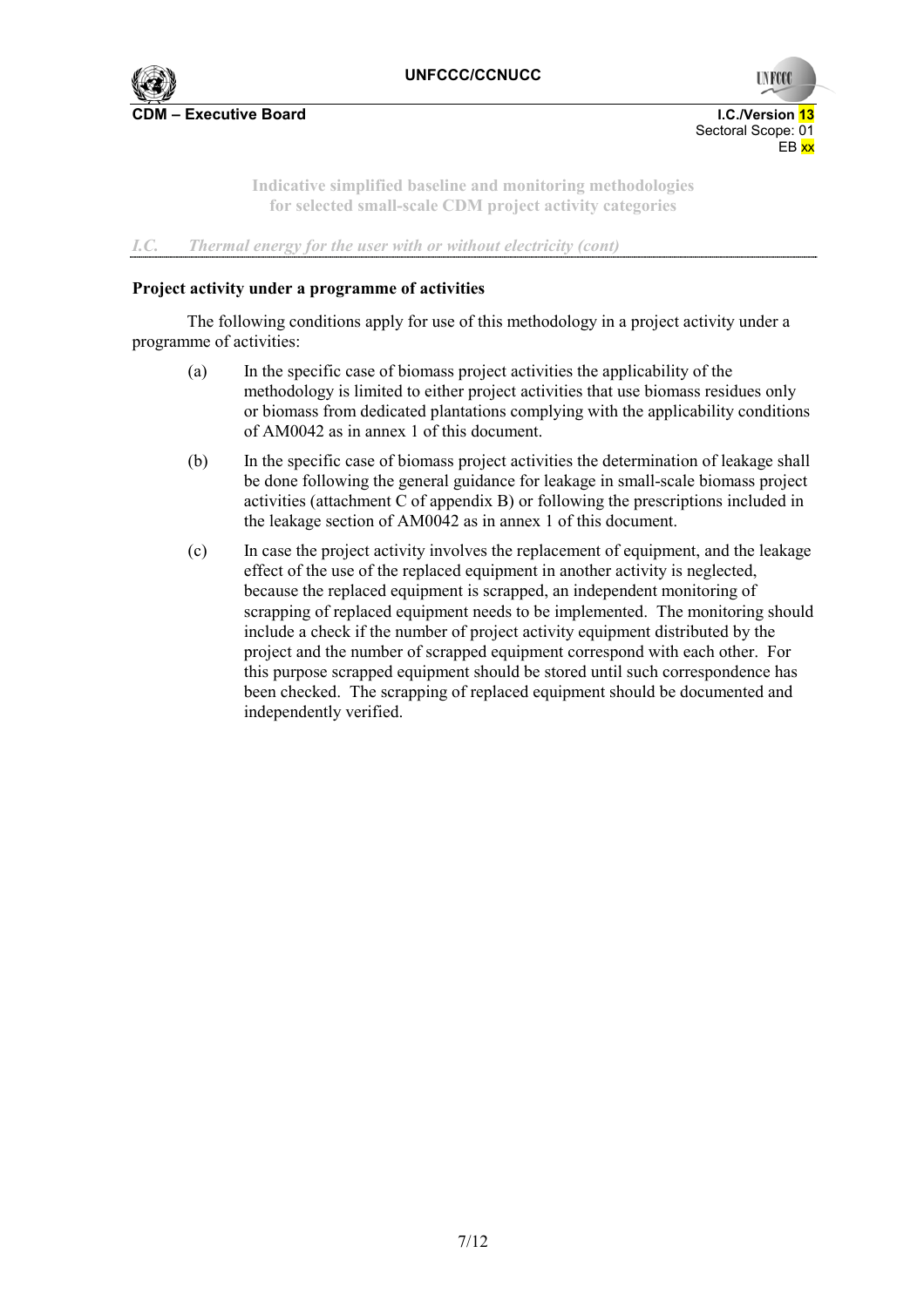### Project activity under a programme of activities

The following conditions apply for use of this methodology in a project activity under a programme of activities:

(a) In the specific case of biomass project activities the applicability of the methodology is limited to either project activities that use biomass residues only or biomass from dedicated plantations complying with the applicability conditions of AM0042 as in annex 1 of this document.

(b) In the specific case of biomass project activities the determination of leakage shall be done following the general guidance for leakage in small-scale biomass project activities (attachment C of appendix B) or following the prescriptions included in the leakage section of AM0042 as in annex 1 of this document.

(c) In case the project activity involves the replacement of equipment, and the leakage effect of the use of the replaced equipment in another activity is neglected, because the replaced equipment is scrapped, an independent monitoring of scrapping of replaced equipment needs to be implemented. The monitoring should include a check if the number of project activity equipment distributed by the project and the number of scrapped equipment correspond with each other. For this purpose scrapped equipment should be stored until such correspondence has been checked. The scrapping of replaced equipment should be documented and independently verified.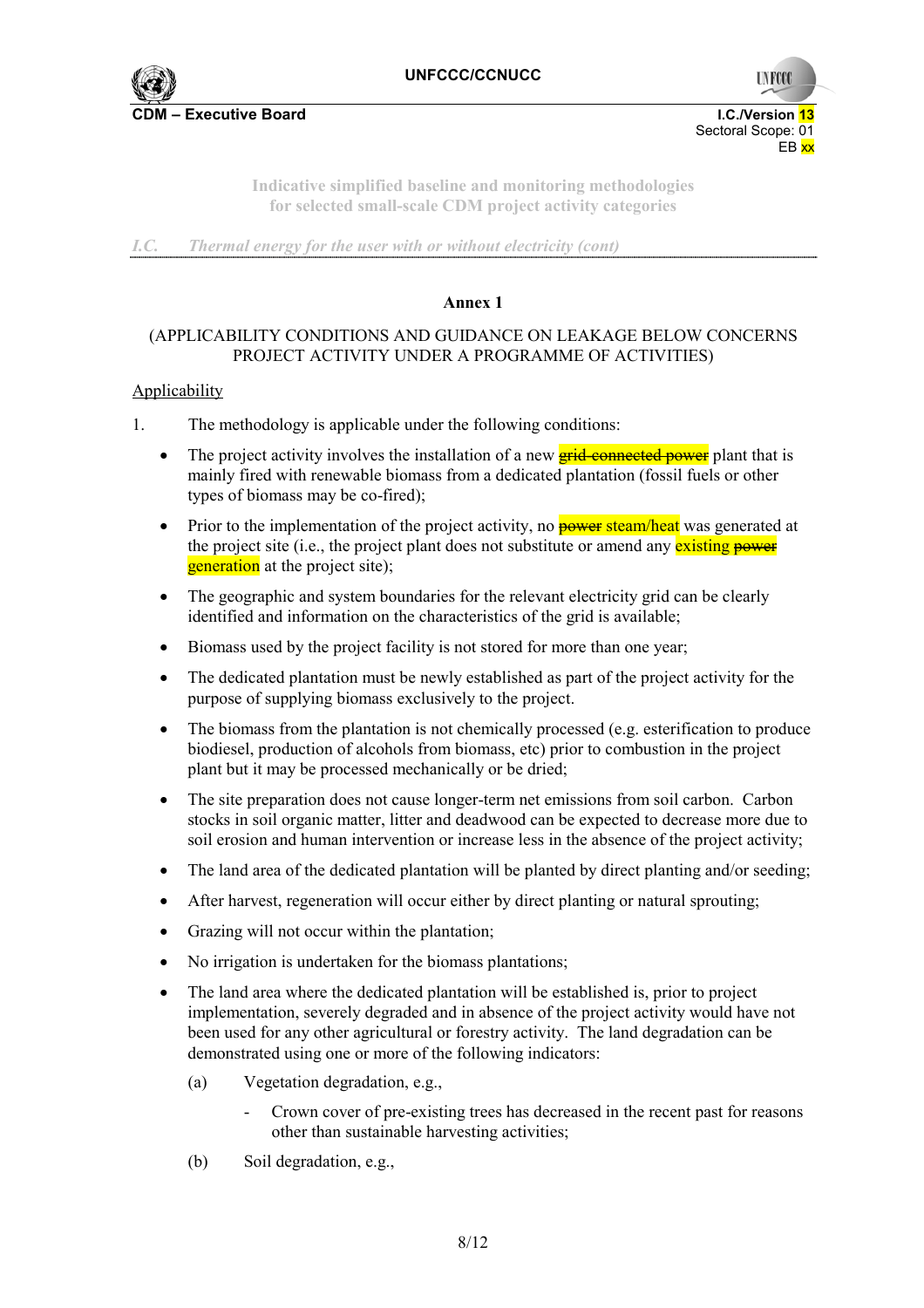Indicative simplified baseline and monitoring methodologies
for selected small-scale CDM project activity categories

*I.C. Thermal energy for the user with or without electricity (cont)*

### Annex 1

(APPLICABILITY CONDITIONS AND GUIDANCE ON LEAKAGE BELOW CONCERNS PROJECT ACTIVITY UNDER A PROGRAMME OF ACTIVITIES)

Applicability

1. The methodology is applicable under the following conditions:

   - The project activity involves the installation of a new ~~grid-connected power~~ plant that is mainly fired with renewable biomass from a dedicated plantation (fossil fuels or other types of biomass may be co-fired);
   - Prior to the implementation of the project activity, no ~~power~~ steam/heat was generated at the project site (i.e., the project plant does not substitute or amend any existing ~~power~~ generation at the project site);
   - The geographic and system boundaries for the relevant electricity grid can be clearly identified and information on the characteristics of the grid is available;
   - Biomass used by the project facility is not stored for more than one year;
   - The dedicated plantation must be newly established as part of the project activity for the purpose of supplying biomass exclusively to the project.
   - The biomass from the plantation is not chemically processed (e.g. esterification to produce biodiesel, production of alcohols from biomass, etc) prior to combustion in the project plant but it may be processed mechanically or be dried;
   - The site preparation does not cause longer-term net emissions from soil carbon. Carbon stocks in soil organic matter, litter and deadwood can be expected to decrease more due to soil erosion and human intervention or increase less in the absence of the project activity;
   - The land area of the dedicated plantation will be planted by direct planting and/or seeding;
   - After harvest, regeneration will occur either by direct planting or natural sprouting;
   - Grazing will not occur within the plantation;
   - No irrigation is undertaken for the biomass plantations;
   - The land area where the dedicated plantation will be established is, prior to project implementation, severely degraded and in absence of the project activity would have not been used for any other agricultural or forestry activity. The land degradation can be demonstrated using one or more of the following indicators:

     (a) Vegetation degradation, e.g.,

        - Crown cover of pre-existing trees has decreased in the recent past for reasons other than sustainable harvesting activities;

     (b) Soil degradation, e.g.,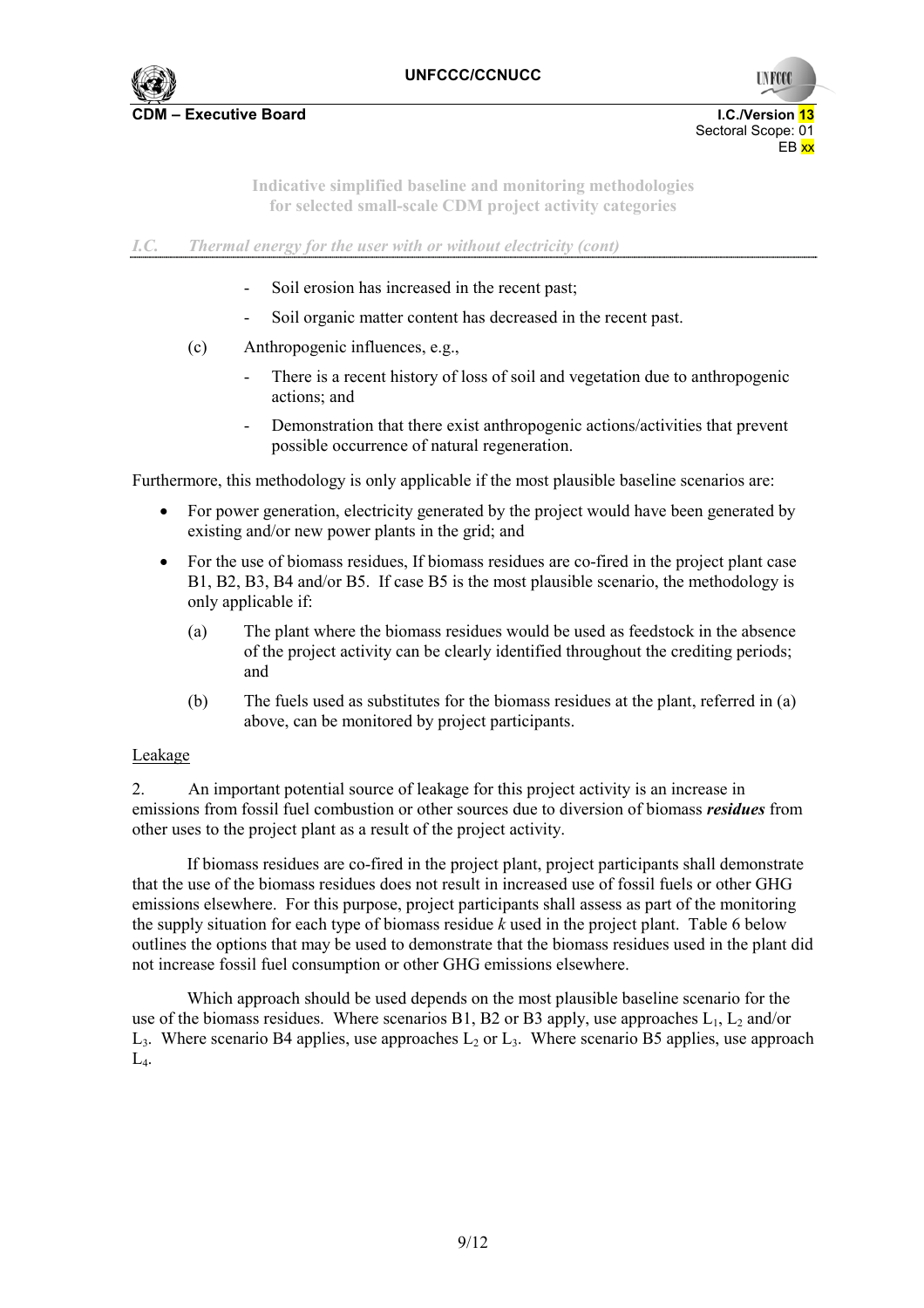*I.C. Thermal energy for the user with or without electricity (cont)*

- Soil erosion has increased in the recent past;
- Soil organic matter content has decreased in the recent past.

(c) Anthropogenic influences, e.g.,

- There is a recent history of loss of soil and vegetation due to anthropogenic actions; and
- Demonstration that there exist anthropogenic actions/activities that prevent possible occurrence of natural regeneration.

Furthermore, this methodology is only applicable if the most plausible baseline scenarios are:

- For power generation, electricity generated by the project would have been generated by existing and/or new power plants in the grid; and
- For the use of biomass residues, If biomass residues are co-fired in the project plant case B1, B2, B3, B4 and/or B5. If case B5 is the most plausible scenario, the methodology is only applicable if:

(a) The plant where the biomass residues would be used as feedstock in the absence of the project activity can be clearly identified throughout the crediting periods; and

(b) The fuels used as substitutes for the biomass residues at the plant, referred in (a) above, can be monitored by project participants.

Leakage

2. An important potential source of leakage for this project activity is an increase in emissions from fossil fuel combustion or other sources due to diversion of biomass ***residues*** from other uses to the project plant as a result of the project activity.

If biomass residues are co-fired in the project plant, project participants shall demonstrate that the use of the biomass residues does not result in increased use of fossil fuels or other GHG emissions elsewhere. For this purpose, project participants shall assess as part of the monitoring the supply situation for each type of biomass residue *k* used in the project plant. Table 6 below outlines the options that may be used to demonstrate that the biomass residues used in the plant did not increase fossil fuel consumption or other GHG emissions elsewhere.

Which approach should be used depends on the most plausible baseline scenario for the use of the biomass residues. Where scenarios B1, B2 or B3 apply, use approaches $L_1$, $L_2$ and/or $L_3$. Where scenario B4 applies, use approaches $L_2$ or $L_3$. Where scenario B5 applies, use approach $L_4$.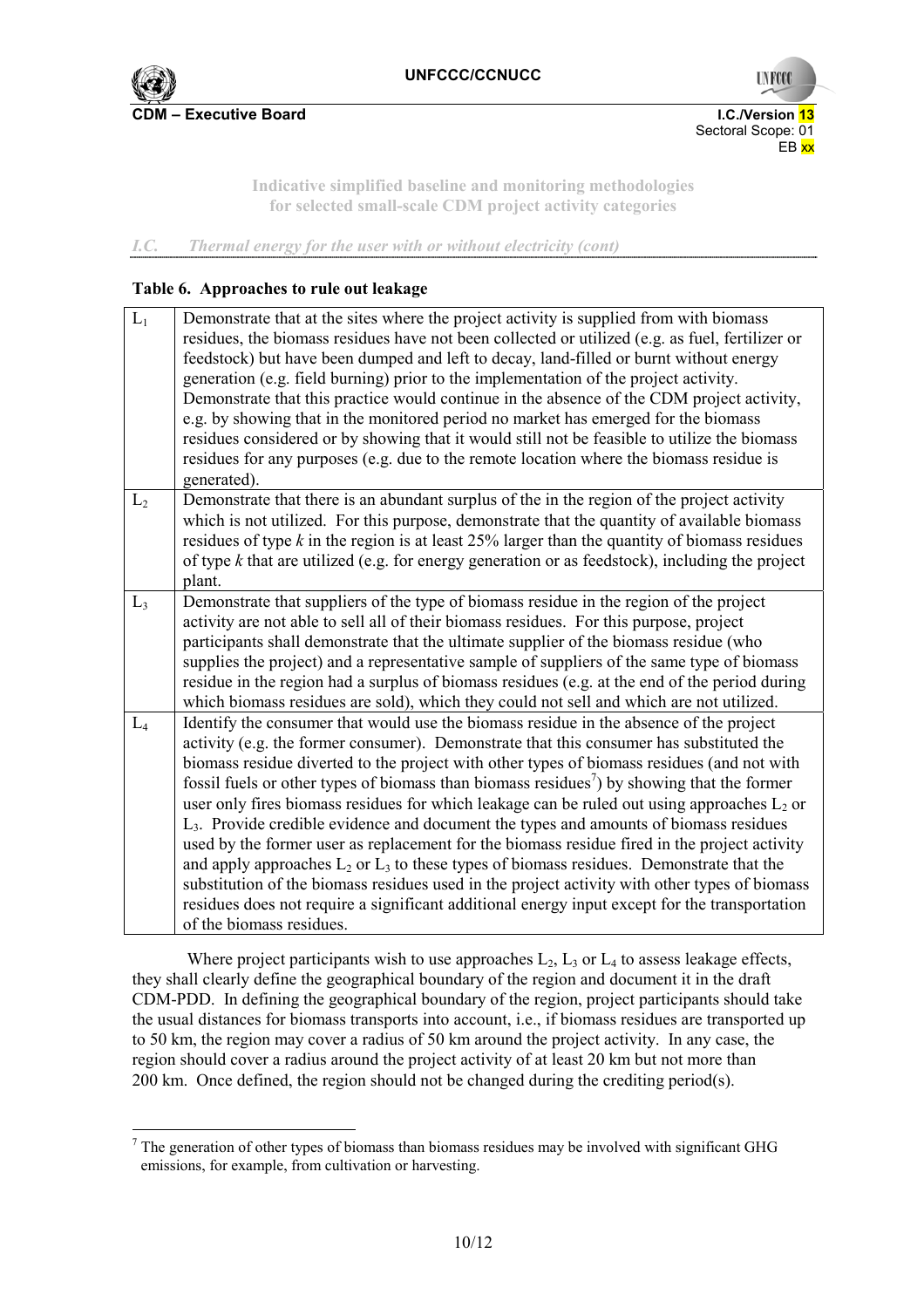Indicative simplified baseline and monitoring methodologies for selected small-scale CDM project activity categories

*I.C. Thermal energy for the user with or without electricity (cont)*

**Table 6. Approaches to rule out leakage**

| | |
|---|---|
| $L_1$ | Demonstrate that at the sites where the project activity is supplied from with biomass residues, the biomass residues have not been collected or utilized (e.g. as fuel, fertilizer or feedstock) but have been dumped and left to decay, land-filled or burnt without energy generation (e.g. field burning) prior to the implementation of the project activity. Demonstrate that this practice would continue in the absence of the CDM project activity, e.g. by showing that in the monitored period no market has emerged for the biomass residues considered or by showing that it would still not be feasible to utilize the biomass residues for any purposes (e.g. due to the remote location where the biomass residue is generated). |
| $L_2$ | Demonstrate that there is an abundant surplus of the in the region of the project activity which is not utilized. For this purpose, demonstrate that the quantity of available biomass residues of type *k* in the region is at least 25% larger than the quantity of biomass residues of type *k* that are utilized (e.g. for energy generation or as feedstock), including the project plant. |
| $L_3$ | Demonstrate that suppliers of the type of biomass residue in the region of the project activity are not able to sell all of their biomass residues. For this purpose, project participants shall demonstrate that the ultimate supplier of the biomass residue (who supplies the project) and a representative sample of suppliers of the same type of biomass residue in the region had a surplus of biomass residues (e.g. at the end of the period during which biomass residues are sold), which they could not sell and which are not utilized. |
| $L_4$ | Identify the consumer that would use the biomass residue in the absence of the project activity (e.g. the former consumer). Demonstrate that this consumer has substituted the biomass residue diverted to the project with other types of biomass residues (and not with fossil fuels or other types of biomass than biomass residues[7]) by showing that the former user only fires biomass residues for which leakage can be ruled out using approaches $L_2$ or $L_3$. Provide credible evidence and document the types and amounts of biomass residues used by the former user as replacement for the biomass residue fired in the project activity and apply approaches $L_2$ or $L_3$ to these types of biomass residues. Demonstrate that the substitution of the biomass residues used in the project activity with other types of biomass residues does not require a significant additional energy input except for the transportation of the biomass residues. |

Where project participants wish to use approaches $L_2$, $L_3$ or $L_4$ to assess leakage effects, they shall clearly define the geographical boundary of the region and document it in the draft CDM-PDD. In defining the geographical boundary of the region, project participants should take the usual distances for biomass transports into account, i.e., if biomass residues are transported up to 50 km, the region may cover a radius of 50 km around the project activity. In any case, the region should cover a radius around the project activity of at least 20 km but not more than 200 km. Once defined, the region should not be changed during the crediting period(s).

[7] The generation of other types of biomass than biomass residues may be involved with significant GHG emissions, for example, from cultivation or harvesting.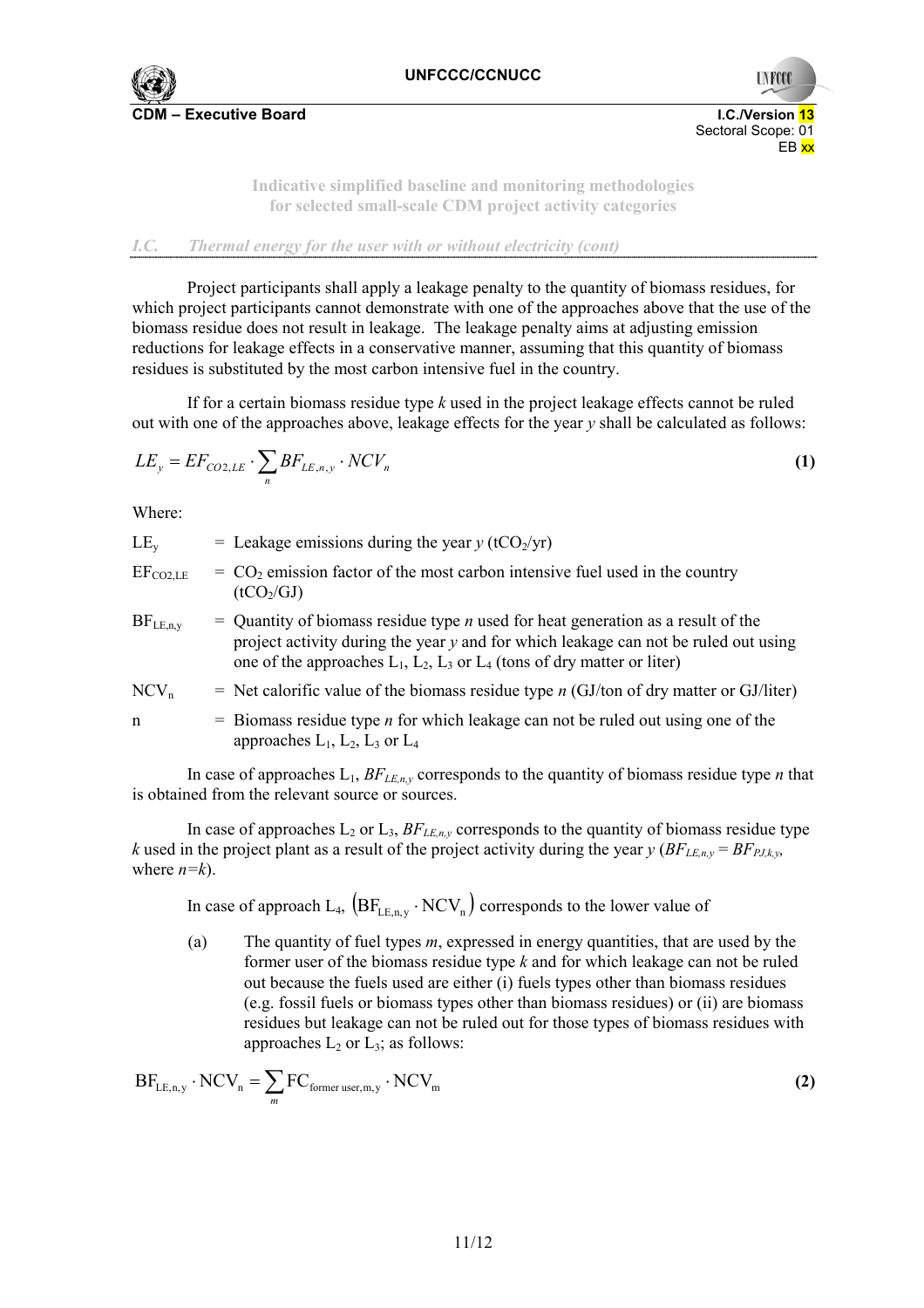*I.C. Thermal energy for the user with or without electricity (cont)*

Project participants shall apply a leakage penalty to the quantity of biomass residues, for which project participants cannot demonstrate with one of the approaches above that the use of the biomass residue does not result in leakage. The leakage penalty aims at adjusting emission reductions for leakage effects in a conservative manner, assuming that this quantity of biomass residues is substituted by the most carbon intensive fuel in the country.

If for a certain biomass residue type *k* used in the project leakage effects cannot be ruled out with one of the approaches above, leakage effects for the year *y* shall be calculated as follows:

$$LE_y = EF_{CO2,LE} \cdot \sum_n BF_{LE,n,y} \cdot NCV_n \tag{1}$$

Where:

| | | |
|---|---|---|
| $LE_y$ | = | Leakage emissions during the year $y$ ($tCO_2/yr$) |
| $EF_{CO2,LE}$ | = | $CO_2$ emission factor of the most carbon intensive fuel used in the country ($tCO_2/GJ$) |
| $BF_{LE,n,y}$ | = | Quantity of biomass residue type $n$ used for heat generation as a result of the project activity during the year $y$ and for which leakage can not be ruled out using one of the approaches $L_1$, $L_2$, $L_3$ or $L_4$ (tons of dry matter or liter) |
| $NCV_n$ | = | Net calorific value of the biomass residue type $n$ (GJ/ton of dry matter or GJ/liter) |
| n | = | Biomass residue type $n$ for which leakage can not be ruled out using one of the approaches $L_1$, $L_2$, $L_3$ or $L_4$ |

In case of approaches $L_1$, $BF_{LE,n,y}$ corresponds to the quantity of biomass residue type *n* that is obtained from the relevant source or sources.

In case of approaches $L_2$ or $L_3$, $BF_{LE,n,y}$ corresponds to the quantity of biomass residue type *k* used in the project plant as a result of the project activity during the year *y* ($BF_{LE,n,y} = BF_{PJ,k,y}$, where $n=k$).

In case of approach $L_4$, $\left(BF_{LE,n,y} \cdot NCV_n\right)$ corresponds to the lower value of

(a) The quantity of fuel types *m*, expressed in energy quantities, that are used by the former user of the biomass residue type *k* and for which leakage can not be ruled out because the fuels used are either (i) fuels types other than biomass residues (e.g. fossil fuels or biomass types other than biomass residues) or (ii) are biomass residues but leakage can not be ruled out for those types of biomass residues with approaches $L_2$ or $L_3$; as follows:

$$BF_{LE,n,y} \cdot NCV_n = \sum_m FC_{former\ user,m,y} \cdot NCV_m \tag{2}$$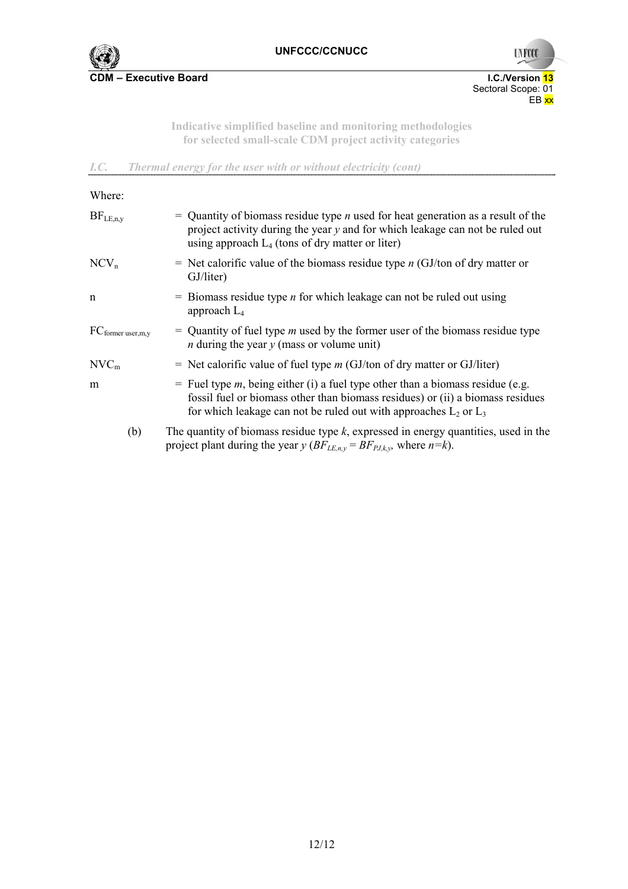*I.C.    Thermal energy for the user with or without electricity (cont)*

Where:

| | | |
|---|---|---|
| $BF_{LE,n,y}$ | = | Quantity of biomass residue type *n* used for heat generation as a result of the project activity during the year *y* and for which leakage can not be ruled out using approach $L_4$ (tons of dry matter or liter) |
| $NCV_n$ | = | Net calorific value of the biomass residue type *n* (GJ/ton of dry matter or GJ/liter) |
| n | = | Biomass residue type *n* for which leakage can not be ruled out using approach $L_4$ |
| $FC_{former\ user,m,y}$ | = | Quantity of fuel type *m* used by the former user of the biomass residue type *n* during the year *y* (mass or volume unit) |
| $NVC_m$ | = | Net calorific value of fuel type *m* (GJ/ton of dry matter or GJ/liter) |
| m | = | Fuel type *m*, being either (i) a fuel type other than a biomass residue (e.g. fossil fuel or biomass other than biomass residues) or (ii) a biomass residues for which leakage can not be ruled out with approaches $L_2$ or $L_3$ |

(b) The quantity of biomass residue type *k*, expressed in energy quantities, used in the project plant during the year *y* ($BF_{LE,n,y} = BF_{PJ,k,y}$, where $n=k$).